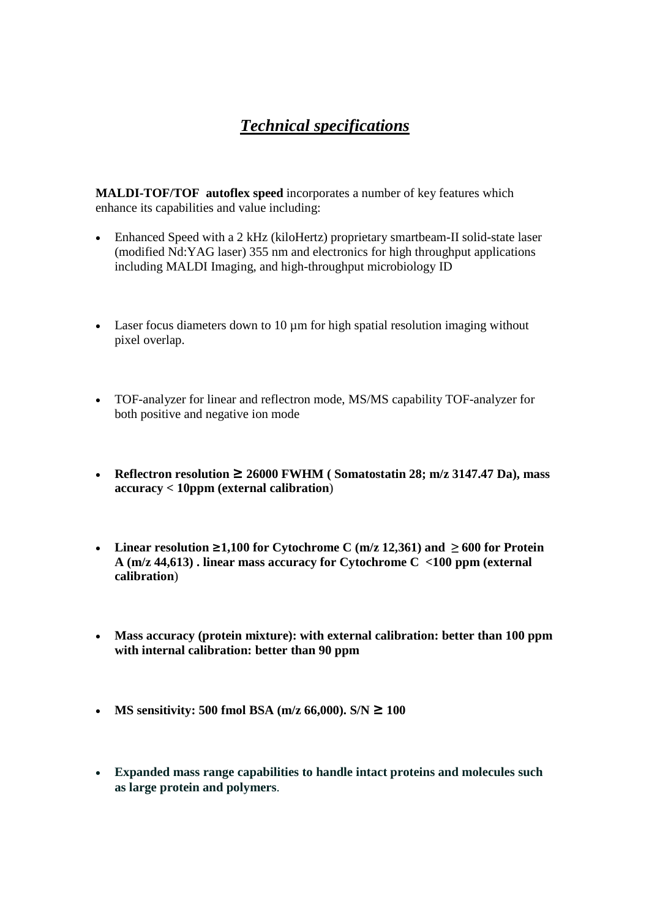# ***Technical specifications***

**MALDI-TOF/TOF autoflex speed** incorporates a number of key features which enhance its capabilities and value including:

- Enhanced Speed with a 2 kHz (kiloHertz) proprietary smartbeam-II solid-state laser (modified Nd:YAG laser) 355 nm and electronics for high throughput applications including MALDI Imaging, and high-throughput microbiology ID

- Laser focus diameters down to 10 µm for high spatial resolution imaging without pixel overlap.

- TOF-analyzer for linear and reflectron mode, MS/MS capability TOF-analyzer for both positive and negative ion mode

- **Reflectron resolution ≥ 26000 FWHM ( Somatostatin 28; m/z 3147.47 Da), mass accuracy < 10ppm (external calibration**)

- **Linear resolution ≥1,100 for Cytochrome C (m/z 12,361) and ≥ 600 for Protein A (m/z 44,613) . linear mass accuracy for Cytochrome C <100 ppm (external calibration**)

- **Mass accuracy (protein mixture): with external calibration: better than 100 ppm with internal calibration: better than 90 ppm**

- **MS sensitivity: 500 fmol BSA (m/z 66,000). S/N ≥ 100**

- **Expanded mass range capabilities to handle intact proteins and molecules such as large protein and polymers**.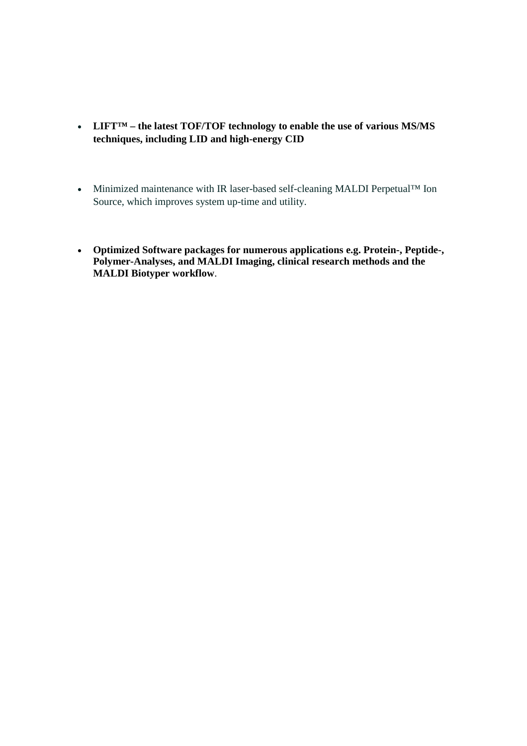- **LIFT™ – the latest TOF/TOF technology to enable the use of various MS/MS techniques, including LID and high-energy CID**

- Minimized maintenance with IR laser-based self-cleaning MALDI Perpetual™ Ion Source, which improves system up-time and utility.

- **Optimized Software packages for numerous applications e.g. Protein-, Peptide-, Polymer-Analyses, and MALDI Imaging, clinical research methods and the MALDI Biotyper workflow**.